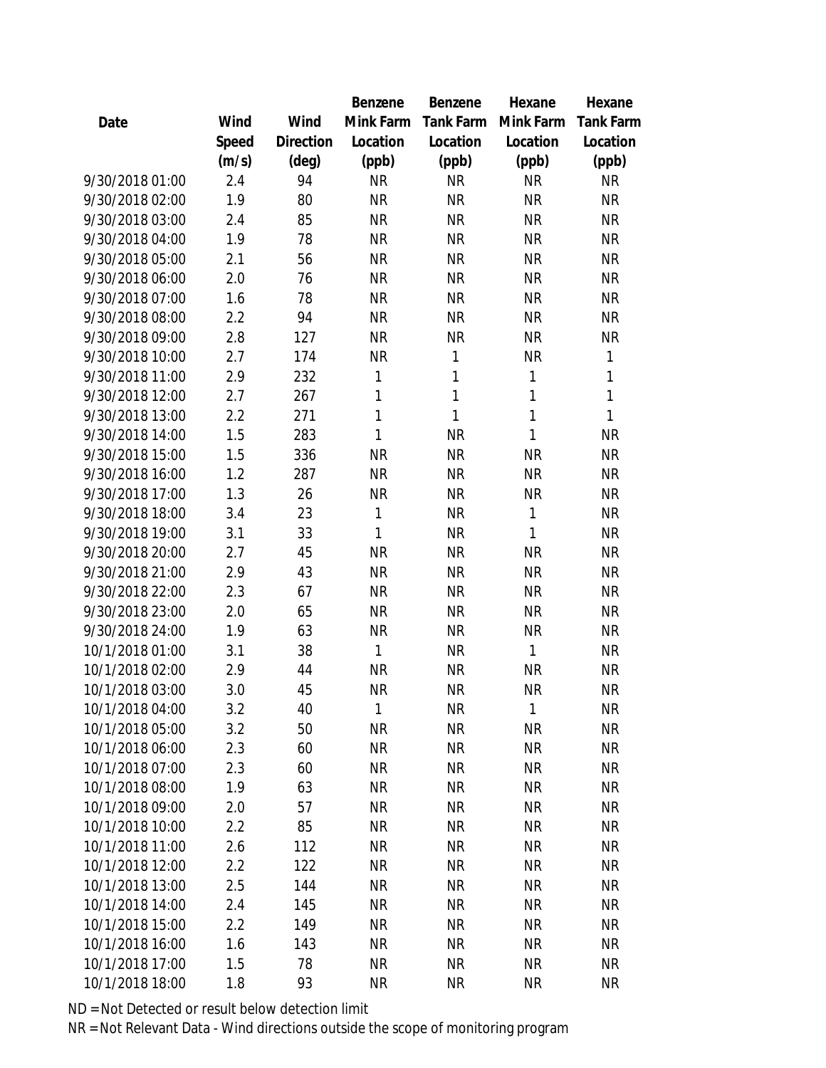| Date | Wind Speed (m/s) | Wind Direction (deg) | Benzene Mink Farm Location (ppb) | Benzene Tank Farm Location (ppb) | Hexane Mink Farm Location (ppb) | Hexane Tank Farm Location (ppb) |
|---|---|---|---|---|---|---|
| 9/30/2018 01:00 | 2.4 | 94 | NR | NR | NR | NR |
| 9/30/2018 02:00 | 1.9 | 80 | NR | NR | NR | NR |
| 9/30/2018 03:00 | 2.4 | 85 | NR | NR | NR | NR |
| 9/30/2018 04:00 | 1.9 | 78 | NR | NR | NR | NR |
| 9/30/2018 05:00 | 2.1 | 56 | NR | NR | NR | NR |
| 9/30/2018 06:00 | 2.0 | 76 | NR | NR | NR | NR |
| 9/30/2018 07:00 | 1.6 | 78 | NR | NR | NR | NR |
| 9/30/2018 08:00 | 2.2 | 94 | NR | NR | NR | NR |
| 9/30/2018 09:00 | 2.8 | 127 | NR | NR | NR | NR |
| 9/30/2018 10:00 | 2.7 | 174 | NR | 1 | NR | 1 |
| 9/30/2018 11:00 | 2.9 | 232 | 1 | 1 | 1 | 1 |
| 9/30/2018 12:00 | 2.7 | 267 | 1 | 1 | 1 | 1 |
| 9/30/2018 13:00 | 2.2 | 271 | 1 | 1 | 1 | 1 |
| 9/30/2018 14:00 | 1.5 | 283 | 1 | NR | 1 | NR |
| 9/30/2018 15:00 | 1.5 | 336 | NR | NR | NR | NR |
| 9/30/2018 16:00 | 1.2 | 287 | NR | NR | NR | NR |
| 9/30/2018 17:00 | 1.3 | 26 | NR | NR | NR | NR |
| 9/30/2018 18:00 | 3.4 | 23 | 1 | NR | 1 | NR |
| 9/30/2018 19:00 | 3.1 | 33 | 1 | NR | 1 | NR |
| 9/30/2018 20:00 | 2.7 | 45 | NR | NR | NR | NR |
| 9/30/2018 21:00 | 2.9 | 43 | NR | NR | NR | NR |
| 9/30/2018 22:00 | 2.3 | 67 | NR | NR | NR | NR |
| 9/30/2018 23:00 | 2.0 | 65 | NR | NR | NR | NR |
| 9/30/2018 24:00 | 1.9 | 63 | NR | NR | NR | NR |
| 10/1/2018 01:00 | 3.1 | 38 | 1 | NR | 1 | NR |
| 10/1/2018 02:00 | 2.9 | 44 | NR | NR | NR | NR |
| 10/1/2018 03:00 | 3.0 | 45 | NR | NR | NR | NR |
| 10/1/2018 04:00 | 3.2 | 40 | 1 | NR | 1 | NR |
| 10/1/2018 05:00 | 3.2 | 50 | NR | NR | NR | NR |
| 10/1/2018 06:00 | 2.3 | 60 | NR | NR | NR | NR |
| 10/1/2018 07:00 | 2.3 | 60 | NR | NR | NR | NR |
| 10/1/2018 08:00 | 1.9 | 63 | NR | NR | NR | NR |
| 10/1/2018 09:00 | 2.0 | 57 | NR | NR | NR | NR |
| 10/1/2018 10:00 | 2.2 | 85 | NR | NR | NR | NR |
| 10/1/2018 11:00 | 2.6 | 112 | NR | NR | NR | NR |
| 10/1/2018 12:00 | 2.2 | 122 | NR | NR | NR | NR |
| 10/1/2018 13:00 | 2.5 | 144 | NR | NR | NR | NR |
| 10/1/2018 14:00 | 2.4 | 145 | NR | NR | NR | NR |
| 10/1/2018 15:00 | 2.2 | 149 | NR | NR | NR | NR |
| 10/1/2018 16:00 | 1.6 | 143 | NR | NR | NR | NR |
| 10/1/2018 17:00 | 1.5 | 78 | NR | NR | NR | NR |
| 10/1/2018 18:00 | 1.8 | 93 | NR | NR | NR | NR |

ND = Not Detected or result below detection limit

NR = Not Relevant Data - Wind directions outside the scope of monitoring program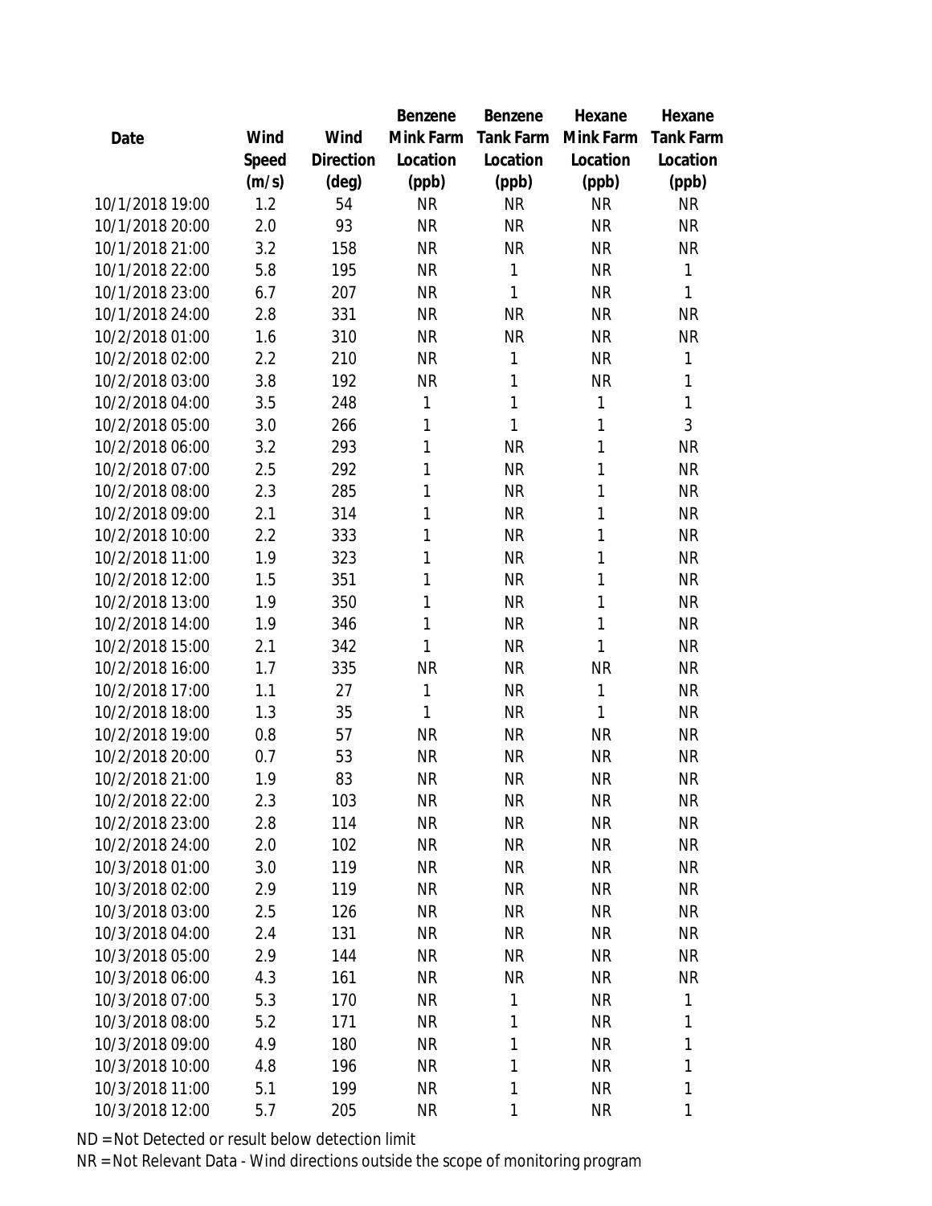| Date | Wind Speed (m/s) | Wind Direction (deg) | Benzene Mink Farm Location (ppb) | Benzene Tank Farm Location (ppb) | Hexane Mink Farm Location (ppb) | Hexane Tank Farm Location (ppb) |
|---|---|---|---|---|---|---|
| 10/1/2018 19:00 | 1.2 | 54 | NR | NR | NR | NR |
| 10/1/2018 20:00 | 2.0 | 93 | NR | NR | NR | NR |
| 10/1/2018 21:00 | 3.2 | 158 | NR | NR | NR | NR |
| 10/1/2018 22:00 | 5.8 | 195 | NR | 1 | NR | 1 |
| 10/1/2018 23:00 | 6.7 | 207 | NR | 1 | NR | 1 |
| 10/1/2018 24:00 | 2.8 | 331 | NR | NR | NR | NR |
| 10/2/2018 01:00 | 1.6 | 310 | NR | NR | NR | NR |
| 10/2/2018 02:00 | 2.2 | 210 | NR | 1 | NR | 1 |
| 10/2/2018 03:00 | 3.8 | 192 | NR | 1 | NR | 1 |
| 10/2/2018 04:00 | 3.5 | 248 | 1 | 1 | 1 | 1 |
| 10/2/2018 05:00 | 3.0 | 266 | 1 | 1 | 1 | 3 |
| 10/2/2018 06:00 | 3.2 | 293 | 1 | NR | 1 | NR |
| 10/2/2018 07:00 | 2.5 | 292 | 1 | NR | 1 | NR |
| 10/2/2018 08:00 | 2.3 | 285 | 1 | NR | 1 | NR |
| 10/2/2018 09:00 | 2.1 | 314 | 1 | NR | 1 | NR |
| 10/2/2018 10:00 | 2.2 | 333 | 1 | NR | 1 | NR |
| 10/2/2018 11:00 | 1.9 | 323 | 1 | NR | 1 | NR |
| 10/2/2018 12:00 | 1.5 | 351 | 1 | NR | 1 | NR |
| 10/2/2018 13:00 | 1.9 | 350 | 1 | NR | 1 | NR |
| 10/2/2018 14:00 | 1.9 | 346 | 1 | NR | 1 | NR |
| 10/2/2018 15:00 | 2.1 | 342 | 1 | NR | 1 | NR |
| 10/2/2018 16:00 | 1.7 | 335 | NR | NR | NR | NR |
| 10/2/2018 17:00 | 1.1 | 27 | 1 | NR | 1 | NR |
| 10/2/2018 18:00 | 1.3 | 35 | 1 | NR | 1 | NR |
| 10/2/2018 19:00 | 0.8 | 57 | NR | NR | NR | NR |
| 10/2/2018 20:00 | 0.7 | 53 | NR | NR | NR | NR |
| 10/2/2018 21:00 | 1.9 | 83 | NR | NR | NR | NR |
| 10/2/2018 22:00 | 2.3 | 103 | NR | NR | NR | NR |
| 10/2/2018 23:00 | 2.8 | 114 | NR | NR | NR | NR |
| 10/2/2018 24:00 | 2.0 | 102 | NR | NR | NR | NR |
| 10/3/2018 01:00 | 3.0 | 119 | NR | NR | NR | NR |
| 10/3/2018 02:00 | 2.9 | 119 | NR | NR | NR | NR |
| 10/3/2018 03:00 | 2.5 | 126 | NR | NR | NR | NR |
| 10/3/2018 04:00 | 2.4 | 131 | NR | NR | NR | NR |
| 10/3/2018 05:00 | 2.9 | 144 | NR | NR | NR | NR |
| 10/3/2018 06:00 | 4.3 | 161 | NR | NR | NR | NR |
| 10/3/2018 07:00 | 5.3 | 170 | NR | 1 | NR | 1 |
| 10/3/2018 08:00 | 5.2 | 171 | NR | 1 | NR | 1 |
| 10/3/2018 09:00 | 4.9 | 180 | NR | 1 | NR | 1 |
| 10/3/2018 10:00 | 4.8 | 196 | NR | 1 | NR | 1 |
| 10/3/2018 11:00 | 5.1 | 199 | NR | 1 | NR | 1 |
| 10/3/2018 12:00 | 5.7 | 205 | NR | 1 | NR | 1 |

ND = Not Detected or result below detection limit

NR = Not Relevant Data - Wind directions outside the scope of monitoring program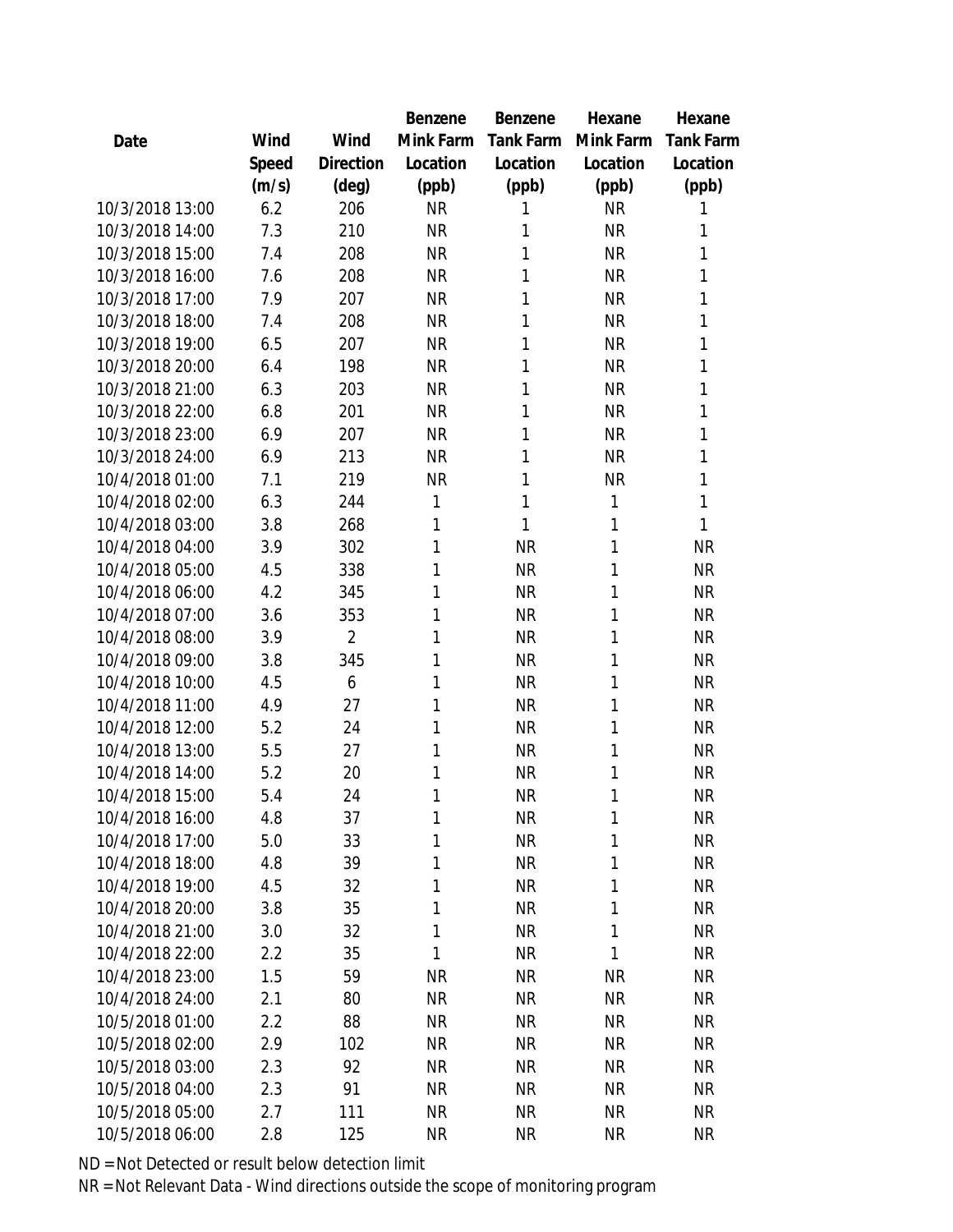| Date | Wind Speed (m/s) | Wind Direction (deg) | Benzene Mink Farm Location (ppb) | Benzene Tank Farm Location (ppb) | Hexane Mink Farm Location (ppb) | Hexane Tank Farm Location (ppb) |
|---|---|---|---|---|---|---|
| 10/3/2018 13:00 | 6.2 | 206 | NR | 1 | NR | 1 |
| 10/3/2018 14:00 | 7.3 | 210 | NR | 1 | NR | 1 |
| 10/3/2018 15:00 | 7.4 | 208 | NR | 1 | NR | 1 |
| 10/3/2018 16:00 | 7.6 | 208 | NR | 1 | NR | 1 |
| 10/3/2018 17:00 | 7.9 | 207 | NR | 1 | NR | 1 |
| 10/3/2018 18:00 | 7.4 | 208 | NR | 1 | NR | 1 |
| 10/3/2018 19:00 | 6.5 | 207 | NR | 1 | NR | 1 |
| 10/3/2018 20:00 | 6.4 | 198 | NR | 1 | NR | 1 |
| 10/3/2018 21:00 | 6.3 | 203 | NR | 1 | NR | 1 |
| 10/3/2018 22:00 | 6.8 | 201 | NR | 1 | NR | 1 |
| 10/3/2018 23:00 | 6.9 | 207 | NR | 1 | NR | 1 |
| 10/3/2018 24:00 | 6.9 | 213 | NR | 1 | NR | 1 |
| 10/4/2018 01:00 | 7.1 | 219 | NR | 1 | NR | 1 |
| 10/4/2018 02:00 | 6.3 | 244 | 1 | 1 | 1 | 1 |
| 10/4/2018 03:00 | 3.8 | 268 | 1 | 1 | 1 | 1 |
| 10/4/2018 04:00 | 3.9 | 302 | 1 | NR | 1 | NR |
| 10/4/2018 05:00 | 4.5 | 338 | 1 | NR | 1 | NR |
| 10/4/2018 06:00 | 4.2 | 345 | 1 | NR | 1 | NR |
| 10/4/2018 07:00 | 3.6 | 353 | 1 | NR | 1 | NR |
| 10/4/2018 08:00 | 3.9 | 2 | 1 | NR | 1 | NR |
| 10/4/2018 09:00 | 3.8 | 345 | 1 | NR | 1 | NR |
| 10/4/2018 10:00 | 4.5 | 6 | 1 | NR | 1 | NR |
| 10/4/2018 11:00 | 4.9 | 27 | 1 | NR | 1 | NR |
| 10/4/2018 12:00 | 5.2 | 24 | 1 | NR | 1 | NR |
| 10/4/2018 13:00 | 5.5 | 27 | 1 | NR | 1 | NR |
| 10/4/2018 14:00 | 5.2 | 20 | 1 | NR | 1 | NR |
| 10/4/2018 15:00 | 5.4 | 24 | 1 | NR | 1 | NR |
| 10/4/2018 16:00 | 4.8 | 37 | 1 | NR | 1 | NR |
| 10/4/2018 17:00 | 5.0 | 33 | 1 | NR | 1 | NR |
| 10/4/2018 18:00 | 4.8 | 39 | 1 | NR | 1 | NR |
| 10/4/2018 19:00 | 4.5 | 32 | 1 | NR | 1 | NR |
| 10/4/2018 20:00 | 3.8 | 35 | 1 | NR | 1 | NR |
| 10/4/2018 21:00 | 3.0 | 32 | 1 | NR | 1 | NR |
| 10/4/2018 22:00 | 2.2 | 35 | 1 | NR | 1 | NR |
| 10/4/2018 23:00 | 1.5 | 59 | NR | NR | NR | NR |
| 10/4/2018 24:00 | 2.1 | 80 | NR | NR | NR | NR |
| 10/5/2018 01:00 | 2.2 | 88 | NR | NR | NR | NR |
| 10/5/2018 02:00 | 2.9 | 102 | NR | NR | NR | NR |
| 10/5/2018 03:00 | 2.3 | 92 | NR | NR | NR | NR |
| 10/5/2018 04:00 | 2.3 | 91 | NR | NR | NR | NR |
| 10/5/2018 05:00 | 2.7 | 111 | NR | NR | NR | NR |
| 10/5/2018 06:00 | 2.8 | 125 | NR | NR | NR | NR |

ND = Not Detected or result below detection limit

NR = Not Relevant Data - Wind directions outside the scope of monitoring program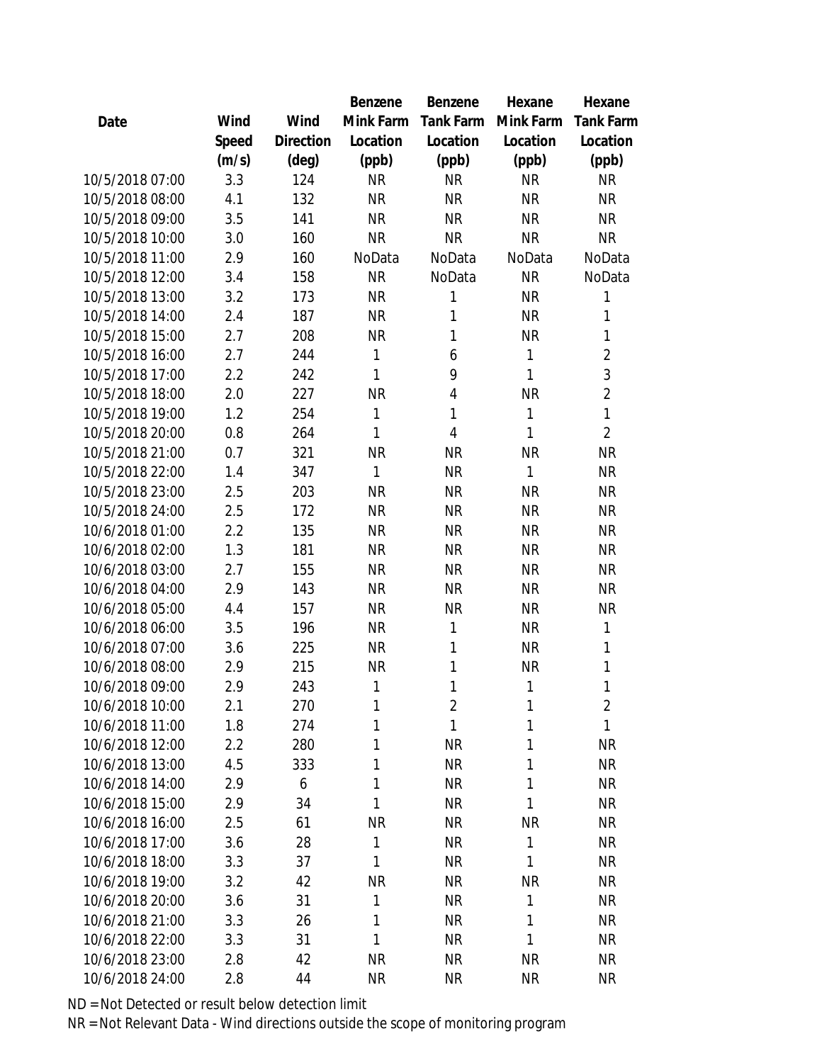| Date | Wind Speed (m/s) | Wind Direction (deg) | Benzene Mink Farm Location (ppb) | Benzene Tank Farm Location (ppb) | Hexane Mink Farm Location (ppb) | Hexane Tank Farm Location (ppb) |
|---|---|---|---|---|---|---|
| 10/5/2018 07:00 | 3.3 | 124 | NR | NR | NR | NR |
| 10/5/2018 08:00 | 4.1 | 132 | NR | NR | NR | NR |
| 10/5/2018 09:00 | 3.5 | 141 | NR | NR | NR | NR |
| 10/5/2018 10:00 | 3.0 | 160 | NR | NR | NR | NR |
| 10/5/2018 11:00 | 2.9 | 160 | NoData | NoData | NoData | NoData |
| 10/5/2018 12:00 | 3.4 | 158 | NR | NoData | NR | NoData |
| 10/5/2018 13:00 | 3.2 | 173 | NR | 1 | NR | 1 |
| 10/5/2018 14:00 | 2.4 | 187 | NR | 1 | NR | 1 |
| 10/5/2018 15:00 | 2.7 | 208 | NR | 1 | NR | 1 |
| 10/5/2018 16:00 | 2.7 | 244 | 1 | 6 | 1 | 2 |
| 10/5/2018 17:00 | 2.2 | 242 | 1 | 9 | 1 | 3 |
| 10/5/2018 18:00 | 2.0 | 227 | NR | 4 | NR | 2 |
| 10/5/2018 19:00 | 1.2 | 254 | 1 | 1 | 1 | 1 |
| 10/5/2018 20:00 | 0.8 | 264 | 1 | 4 | 1 | 2 |
| 10/5/2018 21:00 | 0.7 | 321 | NR | NR | NR | NR |
| 10/5/2018 22:00 | 1.4 | 347 | 1 | NR | 1 | NR |
| 10/5/2018 23:00 | 2.5 | 203 | NR | NR | NR | NR |
| 10/5/2018 24:00 | 2.5 | 172 | NR | NR | NR | NR |
| 10/6/2018 01:00 | 2.2 | 135 | NR | NR | NR | NR |
| 10/6/2018 02:00 | 1.3 | 181 | NR | NR | NR | NR |
| 10/6/2018 03:00 | 2.7 | 155 | NR | NR | NR | NR |
| 10/6/2018 04:00 | 2.9 | 143 | NR | NR | NR | NR |
| 10/6/2018 05:00 | 4.4 | 157 | NR | NR | NR | NR |
| 10/6/2018 06:00 | 3.5 | 196 | NR | 1 | NR | 1 |
| 10/6/2018 07:00 | 3.6 | 225 | NR | 1 | NR | 1 |
| 10/6/2018 08:00 | 2.9 | 215 | NR | 1 | NR | 1 |
| 10/6/2018 09:00 | 2.9 | 243 | 1 | 1 | 1 | 1 |
| 10/6/2018 10:00 | 2.1 | 270 | 1 | 2 | 1 | 2 |
| 10/6/2018 11:00 | 1.8 | 274 | 1 | 1 | 1 | 1 |
| 10/6/2018 12:00 | 2.2 | 280 | 1 | NR | 1 | NR |
| 10/6/2018 13:00 | 4.5 | 333 | 1 | NR | 1 | NR |
| 10/6/2018 14:00 | 2.9 | 6 | 1 | NR | 1 | NR |
| 10/6/2018 15:00 | 2.9 | 34 | 1 | NR | 1 | NR |
| 10/6/2018 16:00 | 2.5 | 61 | NR | NR | NR | NR |
| 10/6/2018 17:00 | 3.6 | 28 | 1 | NR | 1 | NR |
| 10/6/2018 18:00 | 3.3 | 37 | 1 | NR | 1 | NR |
| 10/6/2018 19:00 | 3.2 | 42 | NR | NR | NR | NR |
| 10/6/2018 20:00 | 3.6 | 31 | 1 | NR | 1 | NR |
| 10/6/2018 21:00 | 3.3 | 26 | 1 | NR | 1 | NR |
| 10/6/2018 22:00 | 3.3 | 31 | 1 | NR | 1 | NR |
| 10/6/2018 23:00 | 2.8 | 42 | NR | NR | NR | NR |
| 10/6/2018 24:00 | 2.8 | 44 | NR | NR | NR | NR |

ND = Not Detected or result below detection limit

NR = Not Relevant Data - Wind directions outside the scope of monitoring program